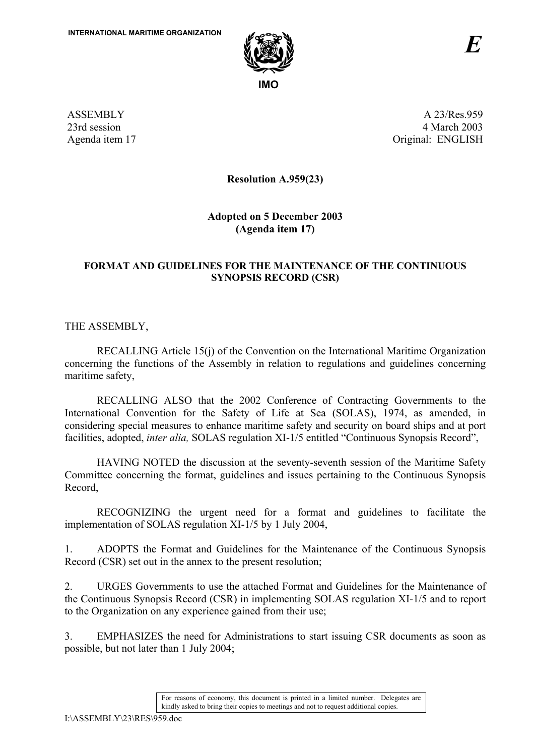INTERNATIONAL MARITIME ORGANIZATION

IMO

*E*

ASSEMBLY
23rd session
Agenda item 17

A 23/Res.959
4 March 2003
Original: ENGLISH

**Resolution A.959(23)**

**Adopted on 5 December 2003**
**(Agenda item 17)**

**FORMAT AND GUIDELINES FOR THE MAINTENANCE OF THE CONTINUOUS SYNOPSIS RECORD (CSR)**

THE ASSEMBLY,

RECALLING Article 15(j) of the Convention on the International Maritime Organization concerning the functions of the Assembly in relation to regulations and guidelines concerning maritime safety,

RECALLING ALSO that the 2002 Conference of Contracting Governments to the International Convention for the Safety of Life at Sea (SOLAS), 1974, as amended, in considering special measures to enhance maritime safety and security on board ships and at port facilities, adopted, *inter alia,* SOLAS regulation XI-1/5 entitled "Continuous Synopsis Record",

HAVING NOTED the discussion at the seventy-seventh session of the Maritime Safety Committee concerning the format, guidelines and issues pertaining to the Continuous Synopsis Record,

RECOGNIZING the urgent need for a format and guidelines to facilitate the implementation of SOLAS regulation XI-1/5 by 1 July 2004,

1. ADOPTS the Format and Guidelines for the Maintenance of the Continuous Synopsis Record (CSR) set out in the annex to the present resolution;

2. URGES Governments to use the attached Format and Guidelines for the Maintenance of the Continuous Synopsis Record (CSR) in implementing SOLAS regulation XI-1/5 and to report to the Organization on any experience gained from their use;

3. EMPHASIZES the need for Administrations to start issuing CSR documents as soon as possible, but not later than 1 July 2004;

For reasons of economy, this document is printed in a limited number. Delegates are kindly asked to bring their copies to meetings and not to request additional copies.

I:\ASSEMBLY\23\RES\959.doc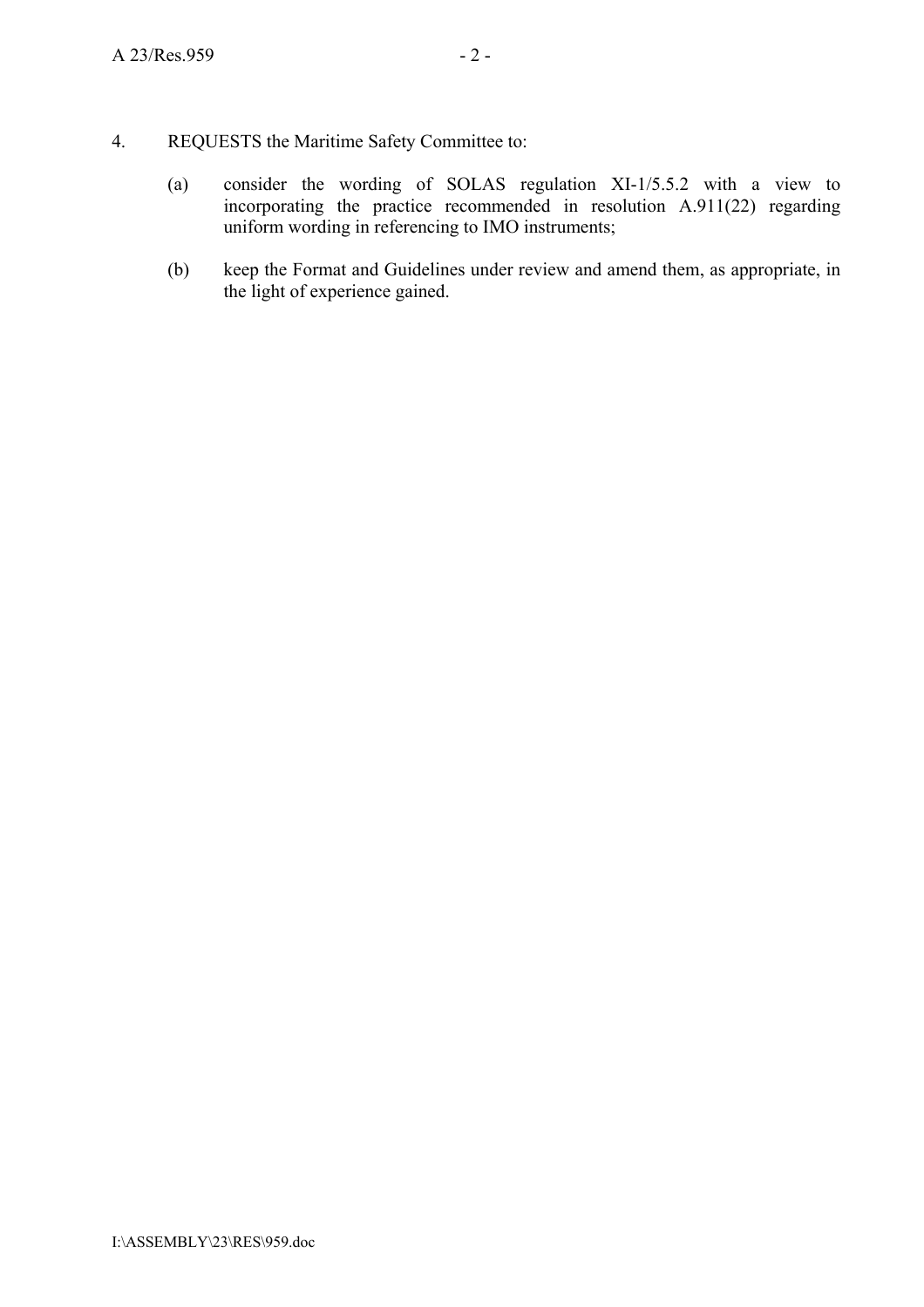4. REQUESTS the Maritime Safety Committee to:

   (a) consider the wording of SOLAS regulation XI-1/5.5.2 with a view to incorporating the practice recommended in resolution A.911(22) regarding uniform wording in referencing to IMO instruments;

   (b) keep the Format and Guidelines under review and amend them, as appropriate, in the light of experience gained.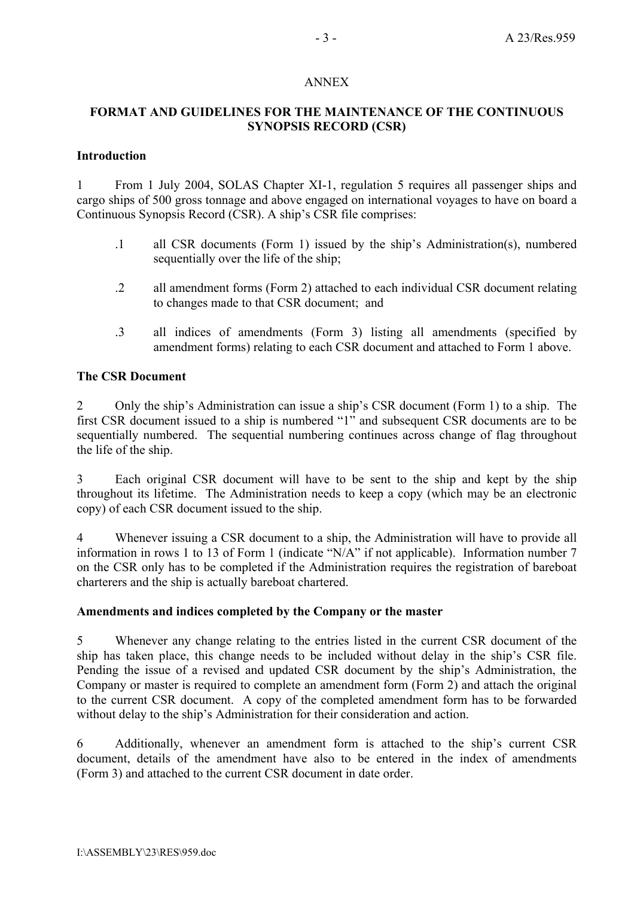ANNEX

**FORMAT AND GUIDELINES FOR THE MAINTENANCE OF THE CONTINUOUS SYNOPSIS RECORD (CSR)**

**Introduction**

1 From 1 July 2004, SOLAS Chapter XI-1, regulation 5 requires all passenger ships and cargo ships of 500 gross tonnage and above engaged on international voyages to have on board a Continuous Synopsis Record (CSR). A ship's CSR file comprises:

.1 all CSR documents (Form 1) issued by the ship's Administration(s), numbered sequentially over the life of the ship;

.2 all amendment forms (Form 2) attached to each individual CSR document relating to changes made to that CSR document; and

.3 all indices of amendments (Form 3) listing all amendments (specified by amendment forms) relating to each CSR document and attached to Form 1 above.

**The CSR Document**

2 Only the ship's Administration can issue a ship's CSR document (Form 1) to a ship. The first CSR document issued to a ship is numbered "1" and subsequent CSR documents are to be sequentially numbered. The sequential numbering continues across change of flag throughout the life of the ship.

3 Each original CSR document will have to be sent to the ship and kept by the ship throughout its lifetime. The Administration needs to keep a copy (which may be an electronic copy) of each CSR document issued to the ship.

4 Whenever issuing a CSR document to a ship, the Administration will have to provide all information in rows 1 to 13 of Form 1 (indicate "N/A" if not applicable). Information number 7 on the CSR only has to be completed if the Administration requires the registration of bareboat charterers and the ship is actually bareboat chartered.

**Amendments and indices completed by the Company or the master**

5 Whenever any change relating to the entries listed in the current CSR document of the ship has taken place, this change needs to be included without delay in the ship's CSR file. Pending the issue of a revised and updated CSR document by the ship's Administration, the Company or master is required to complete an amendment form (Form 2) and attach the original to the current CSR document. A copy of the completed amendment form has to be forwarded without delay to the ship's Administration for their consideration and action.

6 Additionally, whenever an amendment form is attached to the ship's current CSR document, details of the amendment have also to be entered in the index of amendments (Form 3) and attached to the current CSR document in date order.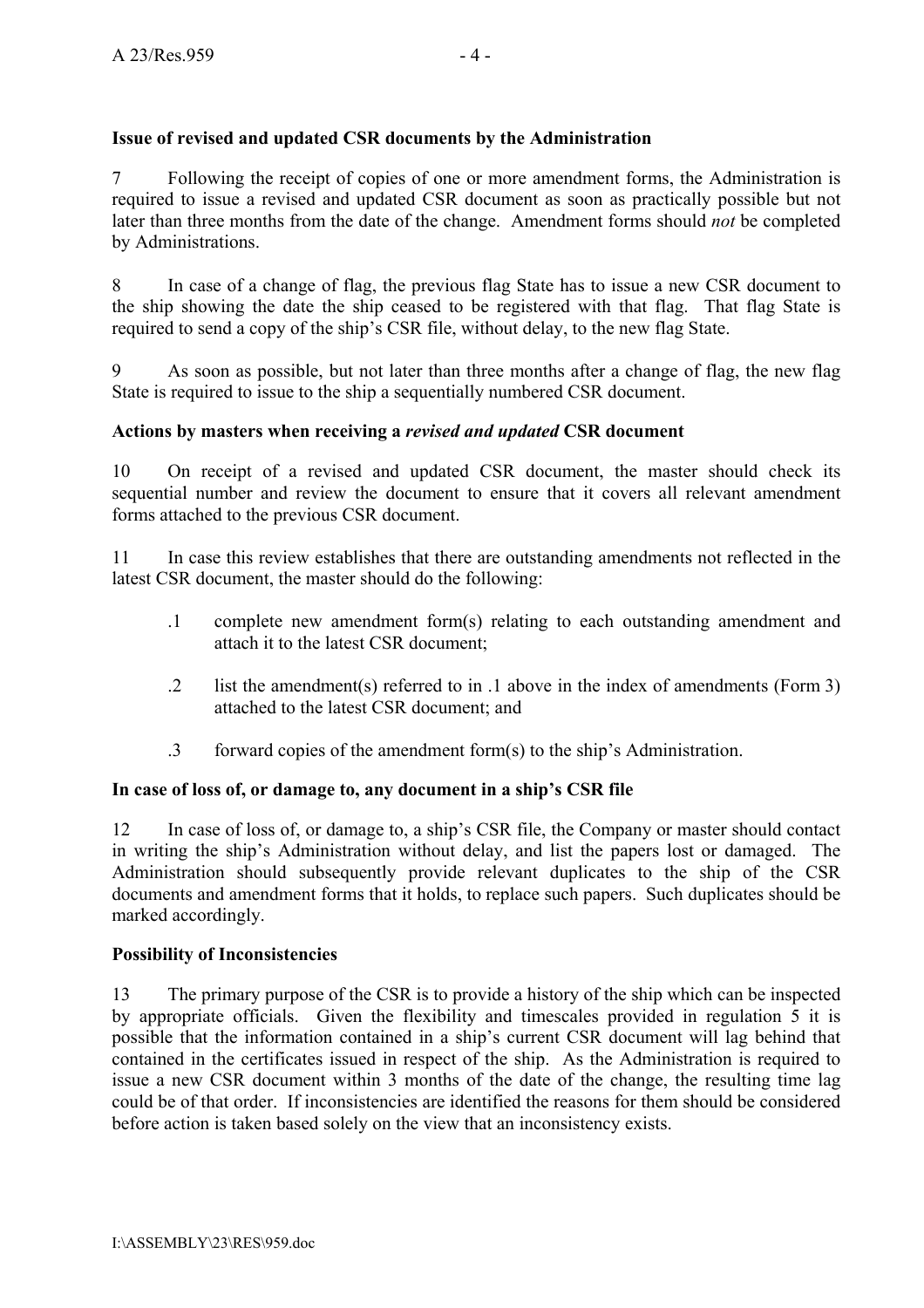**Issue of revised and updated CSR documents by the Administration**

7 Following the receipt of copies of one or more amendment forms, the Administration is required to issue a revised and updated CSR document as soon as practically possible but not later than three months from the date of the change. Amendment forms should *not* be completed by Administrations.

8 In case of a change of flag, the previous flag State has to issue a new CSR document to the ship showing the date the ship ceased to be registered with that flag. That flag State is required to send a copy of the ship's CSR file, without delay, to the new flag State.

9 As soon as possible, but not later than three months after a change of flag, the new flag State is required to issue to the ship a sequentially numbered CSR document.

**Actions by masters when receiving a *revised and updated* CSR document**

10 On receipt of a revised and updated CSR document, the master should check its sequential number and review the document to ensure that it covers all relevant amendment forms attached to the previous CSR document.

11 In case this review establishes that there are outstanding amendments not reflected in the latest CSR document, the master should do the following:

.1 complete new amendment form(s) relating to each outstanding amendment and attach it to the latest CSR document;

.2 list the amendment(s) referred to in .1 above in the index of amendments (Form 3) attached to the latest CSR document; and

.3 forward copies of the amendment form(s) to the ship's Administration.

**In case of loss of, or damage to, any document in a ship's CSR file**

12 In case of loss of, or damage to, a ship's CSR file, the Company or master should contact in writing the ship's Administration without delay, and list the papers lost or damaged. The Administration should subsequently provide relevant duplicates to the ship of the CSR documents and amendment forms that it holds, to replace such papers. Such duplicates should be marked accordingly.

**Possibility of Inconsistencies**

13 The primary purpose of the CSR is to provide a history of the ship which can be inspected by appropriate officials. Given the flexibility and timescales provided in regulation 5 it is possible that the information contained in a ship's current CSR document will lag behind that contained in the certificates issued in respect of the ship. As the Administration is required to issue a new CSR document within 3 months of the date of the change, the resulting time lag could be of that order. If inconsistencies are identified the reasons for them should be considered before action is taken based solely on the view that an inconsistency exists.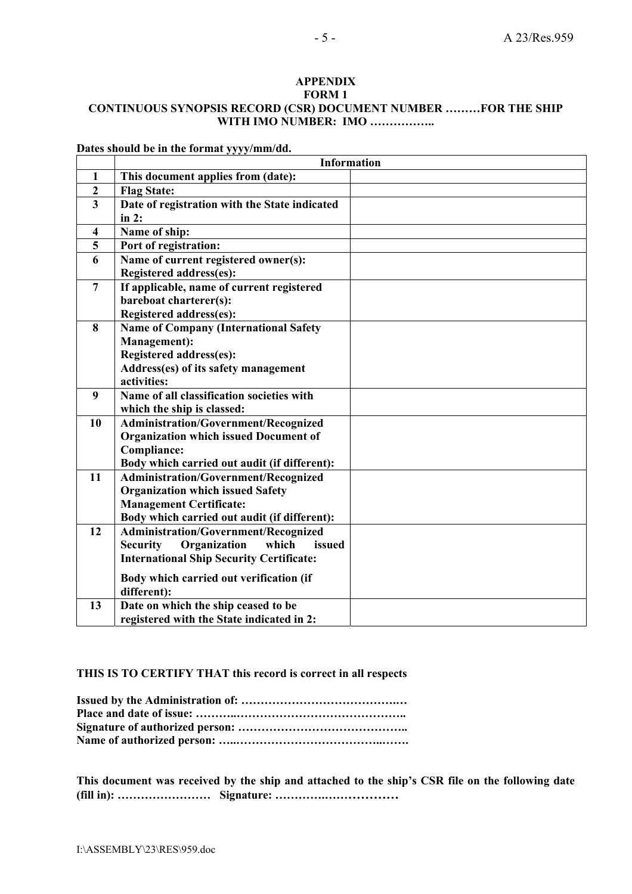**APPENDIX**

**FORM 1**

**CONTINUOUS SYNOPSIS RECORD (CSR) DOCUMENT NUMBER ………FOR THE SHIP WITH IMO NUMBER: IMO ……………..**

**Dates should be in the format yyyy/mm/dd.**

| | **Information** | |
|---|---|---|
| **1** | **This document applies from (date):** | |
| **2** | **Flag State:** | |
| **3** | **Date of registration with the State indicated in 2:** | |
| **4** | **Name of ship:** | |
| **5** | **Port of registration:** | |
| **6** | **Name of current registered owner(s):**<br>**Registered address(es):** | |
| **7** | **If applicable, name of current registered bareboat charterer(s):**<br>**Registered address(es):** | |
| **8** | **Name of Company (International Safety Management):**<br>**Registered address(es):**<br>**Address(es) of its safety management activities:** | |
| **9** | **Name of all classification societies with which the ship is classed:** | |
| **10** | **Administration/Government/Recognized Organization which issued Document of Compliance:**<br>**Body which carried out audit (if different):** | |
| **11** | **Administration/Government/Recognized Organization which issued Safety Management Certificate:**<br>**Body which carried out audit (if different):** | |
| **12** | **Administration/Government/Recognized Security Organization which issued International Ship Security Certificate:**<br>**Body which carried out verification (if different):** | |
| **13** | **Date on which the ship ceased to be registered with the State indicated in 2:** | |

**THIS IS TO CERTIFY THAT this record is correct in all respects**

**Issued by the Administration of: ……………………………………**
**Place and date of issue: ………..…………………………………..**
**Signature of authorized person: ……………………………………..**
**Name of authorized person: …..………………………………..…….**

**This document was received by the ship and attached to the ship's CSR file on the following date (fill in): …………………… Signature: ………….………………**

I:\ASSEMBLY\23\RES\959.doc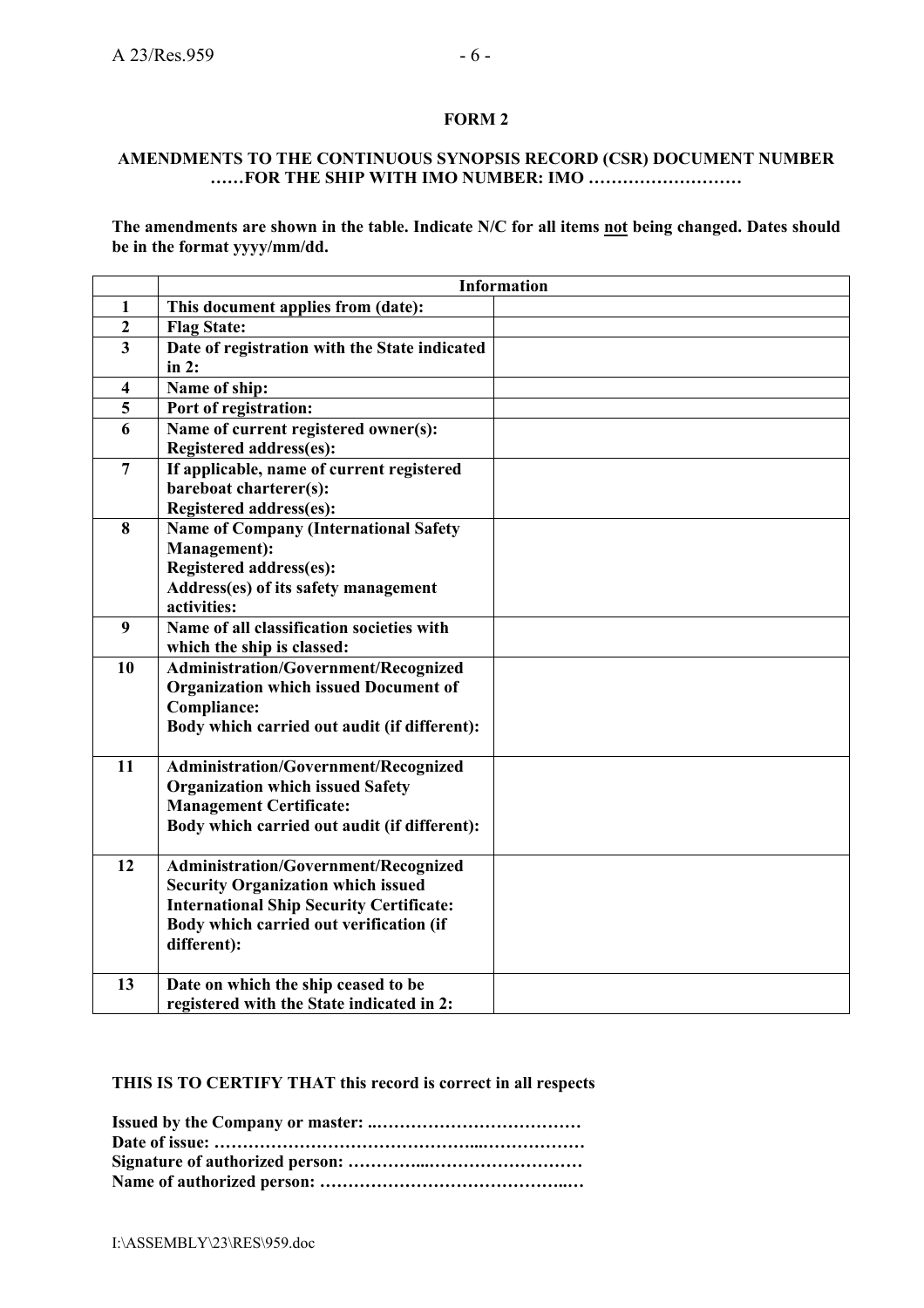**FORM 2**

**AMENDMENTS TO THE CONTINUOUS SYNOPSIS RECORD (CSR) DOCUMENT NUMBER ……FOR THE SHIP WITH IMO NUMBER: IMO ………………………**

**The amendments are shown in the table. Indicate N/C for all items not being changed. Dates should be in the format yyyy/mm/dd.**

| | Information | |
|---|---|---|
| 1 | This document applies from (date): | |
| 2 | Flag State: | |
| 3 | Date of registration with the State indicated in 2: | |
| 4 | Name of ship: | |
| 5 | Port of registration: | |
| 6 | Name of current registered owner(s):<br>Registered address(es): | |
| 7 | If applicable, name of current registered bareboat charterer(s):<br>Registered address(es): | |
| 8 | Name of Company (International Safety Management):<br>Registered address(es):<br>Address(es) of its safety management activities: | |
| 9 | Name of all classification societies with which the ship is classed: | |
| 10 | Administration/Government/Recognized Organization which issued Document of Compliance:<br>Body which carried out audit (if different): | |
| 11 | Administration/Government/Recognized Organization which issued Safety Management Certificate:<br>Body which carried out audit (if different): | |
| 12 | Administration/Government/Recognized Security Organization which issued International Ship Security Certificate:<br>Body which carried out verification (if different): | |
| 13 | Date on which the ship ceased to be registered with the State indicated in 2: | |

**THIS IS TO CERTIFY THAT this record is correct in all respects**

**Issued by the Company or master: ..………………………………**
**Date of issue: ………………………………………...………………**
**Signature of authorized person: …………...………………………**
**Name of authorized person: ……………………………………..…**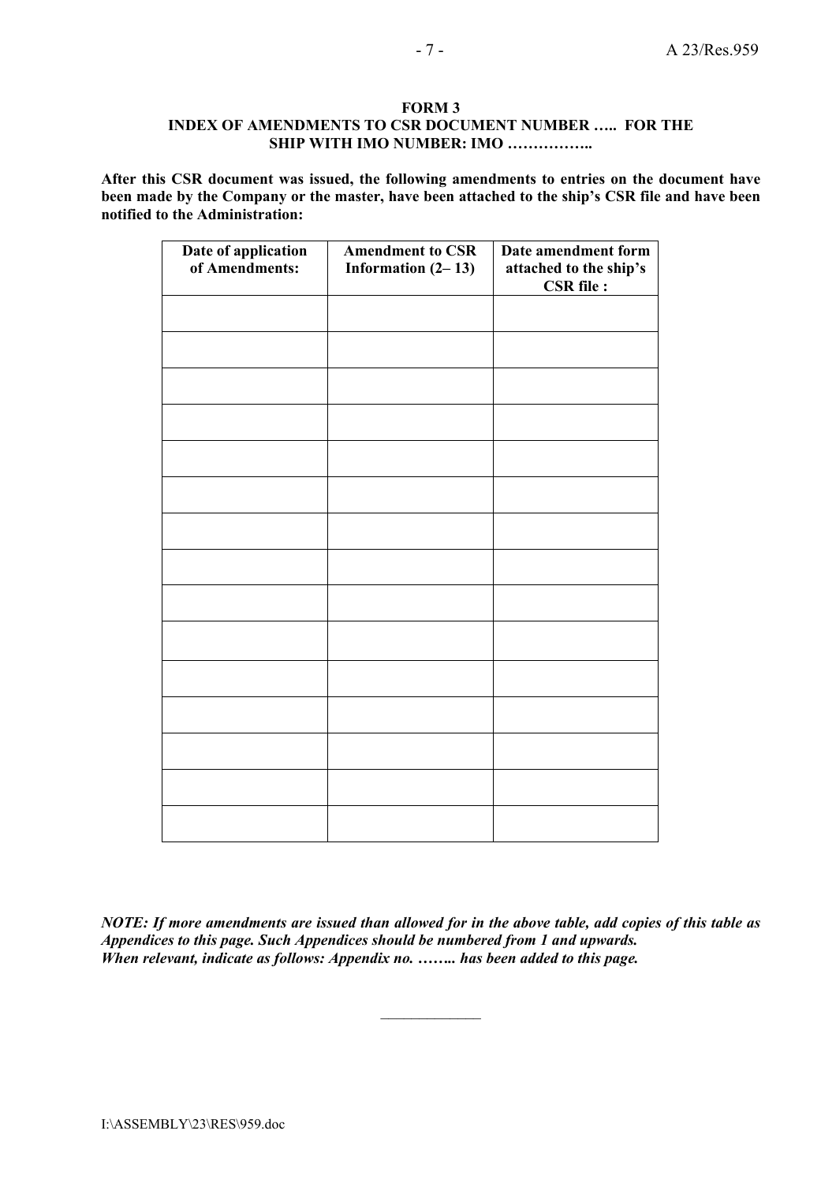**FORM 3**
**INDEX OF AMENDMENTS TO CSR DOCUMENT NUMBER ….. FOR THE SHIP WITH IMO NUMBER: IMO ……………..**

**After this CSR document was issued, the following amendments to entries on the document have been made by the Company or the master, have been attached to the ship's CSR file and have been notified to the Administration:**

| Date of application of Amendments: | Amendment to CSR Information (2– 13) | Date amendment form attached to the ship's CSR file : |
|---|---|---|
| | | |
| | | |
| | | |
| | | |
| | | |
| | | |
| | | |
| | | |
| | | |
| | | |
| | | |
| | | |
| | | |
| | | |
| | | |

***NOTE: If more amendments are issued than allowed for in the above table, add copies of this table as Appendices to this page. Such Appendices should be numbered from 1 and upwards.***
***When relevant, indicate as follows: Appendix no. …….. has been added to this page.***

___

I:\ASSEMBLY\23\RES\959.doc